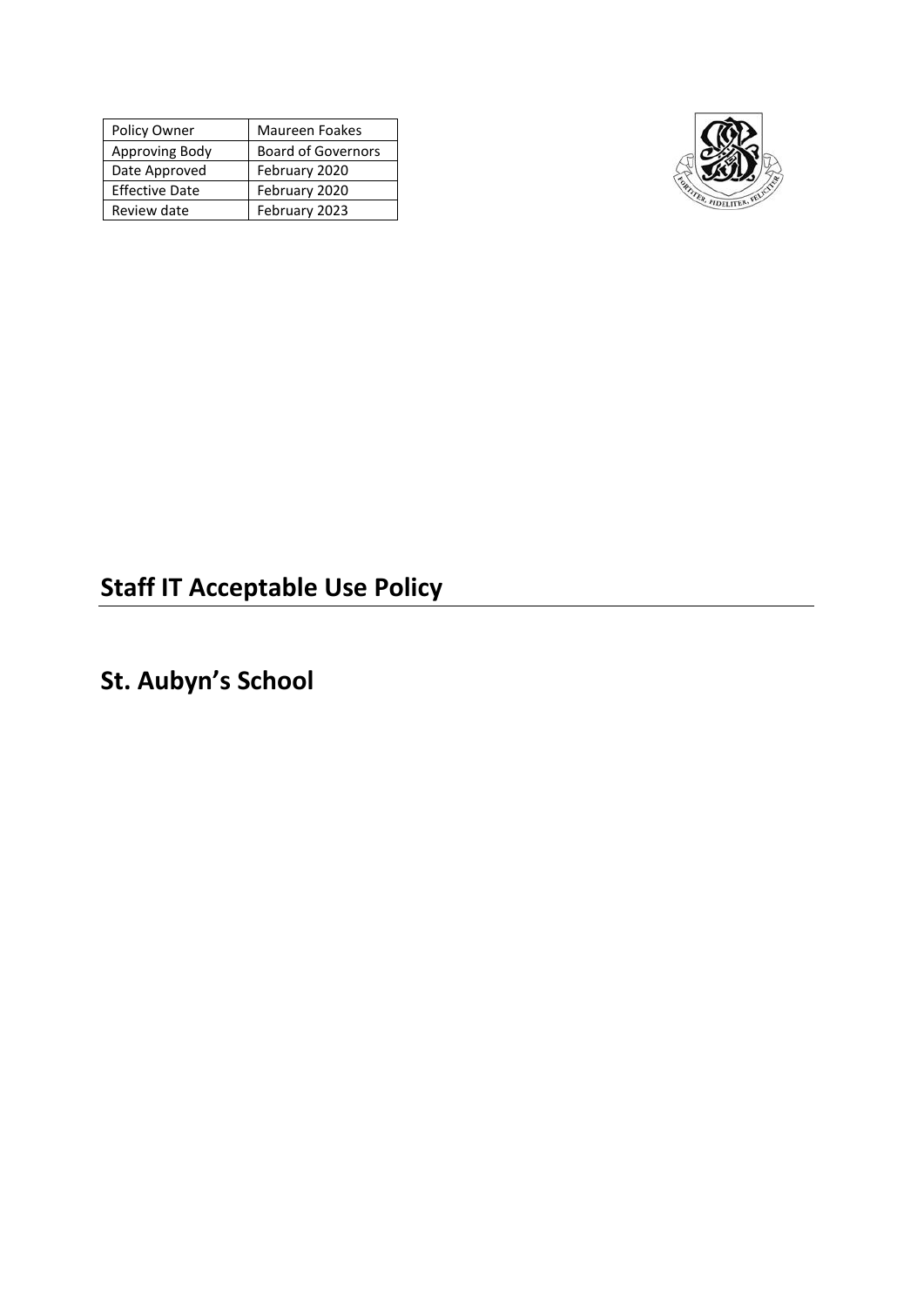| Policy Owner | Maureen Foakes |
|---|---|
| Approving Body | Board of Governors |
| Date Approved | February 2020 |
| Effective Date | February 2020 |
| Review date | February 2023 |

# Staff IT Acceptable Use Policy

# St. Aubyn's School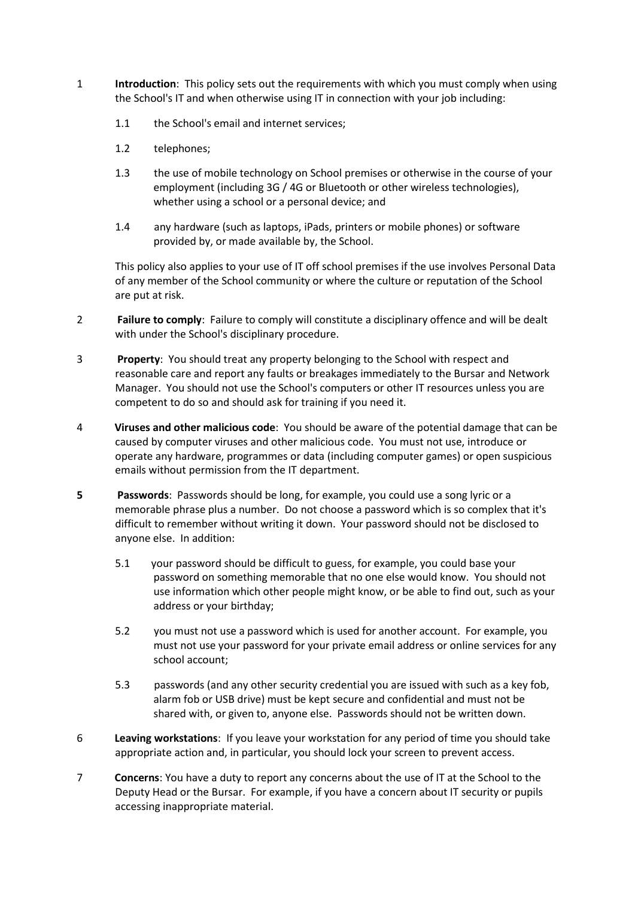1 **Introduction**: This policy sets out the requirements with which you must comply when using the School's IT and when otherwise using IT in connection with your job including:

1.1 the School's email and internet services;

1.2 telephones;

1.3 the use of mobile technology on School premises or otherwise in the course of your employment (including 3G / 4G or Bluetooth or other wireless technologies), whether using a school or a personal device; and

1.4 any hardware (such as laptops, iPads, printers or mobile phones) or software provided by, or made available by, the School.

This policy also applies to your use of IT off school premises if the use involves Personal Data of any member of the School community or where the culture or reputation of the School are put at risk.

2 **Failure to comply**: Failure to comply will constitute a disciplinary offence and will be dealt with under the School's disciplinary procedure.

3 **Property**: You should treat any property belonging to the School with respect and reasonable care and report any faults or breakages immediately to the Bursar and Network Manager. You should not use the School's computers or other IT resources unless you are competent to do so and should ask for training if you need it.

4 **Viruses and other malicious code**: You should be aware of the potential damage that can be caused by computer viruses and other malicious code. You must not use, introduce or operate any hardware, programmes or data (including computer games) or open suspicious emails without permission from the IT department.

**5** **Passwords**: Passwords should be long, for example, you could use a song lyric or a memorable phrase plus a number. Do not choose a password which is so complex that it's difficult to remember without writing it down. Your password should not be disclosed to anyone else. In addition:

5.1 your password should be difficult to guess, for example, you could base your password on something memorable that no one else would know. You should not use information which other people might know, or be able to find out, such as your address or your birthday;

5.2 you must not use a password which is used for another account. For example, you must not use your password for your private email address or online services for any school account;

5.3 passwords (and any other security credential you are issued with such as a key fob, alarm fob or USB drive) must be kept secure and confidential and must not be shared with, or given to, anyone else. Passwords should not be written down.

6 **Leaving workstations**: If you leave your workstation for any period of time you should take appropriate action and, in particular, you should lock your screen to prevent access.

7 **Concerns**: You have a duty to report any concerns about the use of IT at the School to the Deputy Head or the Bursar. For example, if you have a concern about IT security or pupils accessing inappropriate material.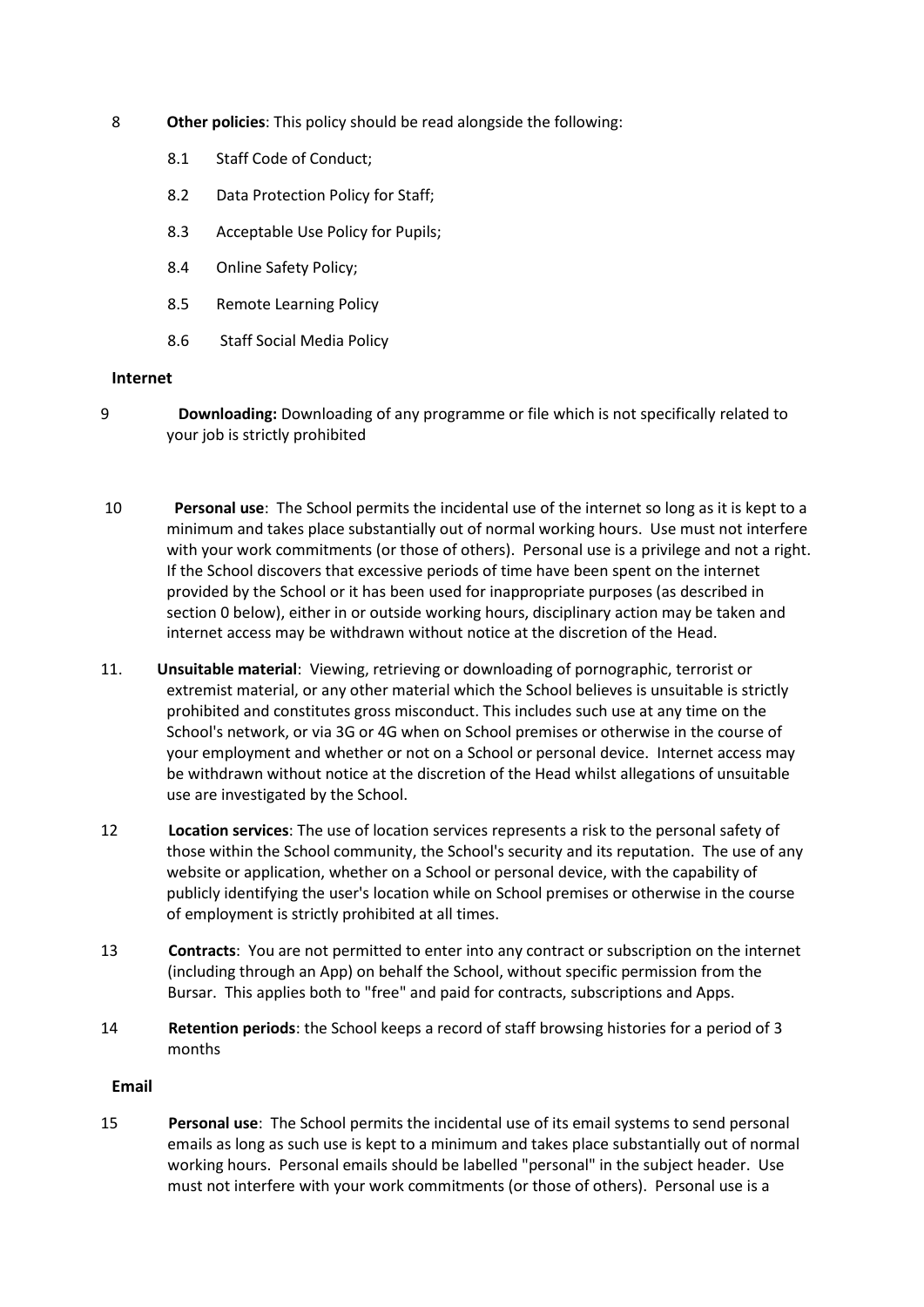8 **Other policies**: This policy should be read alongside the following:

8.1 Staff Code of Conduct;

8.2 Data Protection Policy for Staff;

8.3 Acceptable Use Policy for Pupils;

8.4 Online Safety Policy;

8.5 Remote Learning Policy

8.6 Staff Social Media Policy

**Internet**

9 **Downloading:** Downloading of any programme or file which is not specifically related to your job is strictly prohibited

10 **Personal use**: The School permits the incidental use of the internet so long as it is kept to a minimum and takes place substantially out of normal working hours. Use must not interfere with your work commitments (or those of others). Personal use is a privilege and not a right. If the School discovers that excessive periods of time have been spent on the internet provided by the School or it has been used for inappropriate purposes (as described in section 0 below), either in or outside working hours, disciplinary action may be taken and internet access may be withdrawn without notice at the discretion of the Head.

11. **Unsuitable material**: Viewing, retrieving or downloading of pornographic, terrorist or extremist material, or any other material which the School believes is unsuitable is strictly prohibited and constitutes gross misconduct. This includes such use at any time on the School's network, or via 3G or 4G when on School premises or otherwise in the course of your employment and whether or not on a School or personal device. Internet access may be withdrawn without notice at the discretion of the Head whilst allegations of unsuitable use are investigated by the School.

12 **Location services**: The use of location services represents a risk to the personal safety of those within the School community, the School's security and its reputation. The use of any website or application, whether on a School or personal device, with the capability of publicly identifying the user's location while on School premises or otherwise in the course of employment is strictly prohibited at all times.

13 **Contracts**: You are not permitted to enter into any contract or subscription on the internet (including through an App) on behalf the School, without specific permission from the Bursar. This applies both to "free" and paid for contracts, subscriptions and Apps.

14 **Retention periods**: the School keeps a record of staff browsing histories for a period of 3 months

**Email**

15 **Personal use**: The School permits the incidental use of its email systems to send personal emails as long as such use is kept to a minimum and takes place substantially out of normal working hours. Personal emails should be labelled "personal" in the subject header. Use must not interfere with your work commitments (or those of others). Personal use is a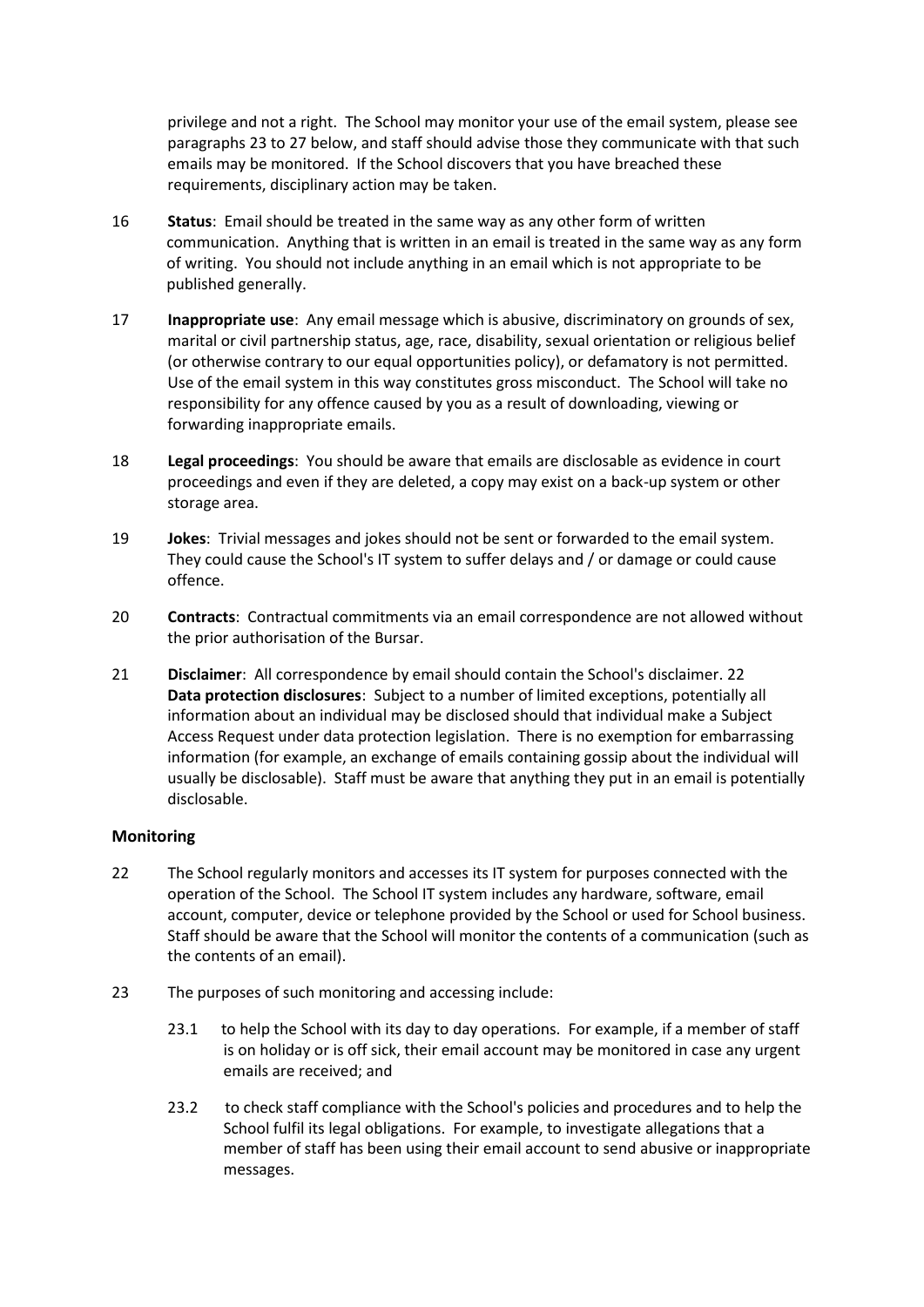privilege and not a right. The School may monitor your use of the email system, please see paragraphs 23 to 27 below, and staff should advise those they communicate with that such emails may be monitored. If the School discovers that you have breached these requirements, disciplinary action may be taken.

16 **Status**: Email should be treated in the same way as any other form of written communication. Anything that is written in an email is treated in the same way as any form of writing. You should not include anything in an email which is not appropriate to be published generally.

17 **Inappropriate use**: Any email message which is abusive, discriminatory on grounds of sex, marital or civil partnership status, age, race, disability, sexual orientation or religious belief (or otherwise contrary to our equal opportunities policy), or defamatory is not permitted. Use of the email system in this way constitutes gross misconduct. The School will take no responsibility for any offence caused by you as a result of downloading, viewing or forwarding inappropriate emails.

18 **Legal proceedings**: You should be aware that emails are disclosable as evidence in court proceedings and even if they are deleted, a copy may exist on a back-up system or other storage area.

19 **Jokes**: Trivial messages and jokes should not be sent or forwarded to the email system. They could cause the School's IT system to suffer delays and / or damage or could cause offence.

20 **Contracts**: Contractual commitments via an email correspondence are not allowed without the prior authorisation of the Bursar.

21 **Disclaimer**: All correspondence by email should contain the School's disclaimer. 22 **Data protection disclosures**: Subject to a number of limited exceptions, potentially all information about an individual may be disclosed should that individual make a Subject Access Request under data protection legislation. There is no exemption for embarrassing information (for example, an exchange of emails containing gossip about the individual will usually be disclosable). Staff must be aware that anything they put in an email is potentially disclosable.

#### Monitoring

22 The School regularly monitors and accesses its IT system for purposes connected with the operation of the School. The School IT system includes any hardware, software, email account, computer, device or telephone provided by the School or used for School business. Staff should be aware that the School will monitor the contents of a communication (such as the contents of an email).

23 The purposes of such monitoring and accessing include:

- 23.1 to help the School with its day to day operations. For example, if a member of staff is on holiday or is off sick, their email account may be monitored in case any urgent emails are received; and

- 23.2 to check staff compliance with the School's policies and procedures and to help the School fulfil its legal obligations. For example, to investigate allegations that a member of staff has been using their email account to send abusive or inappropriate messages.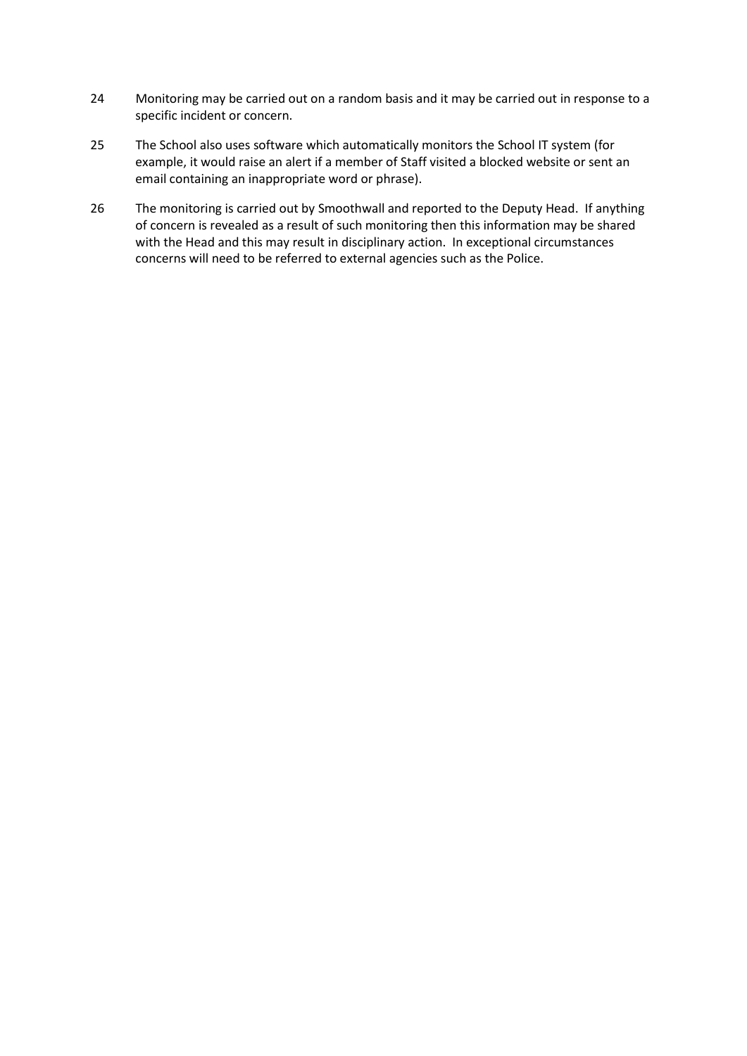24 Monitoring may be carried out on a random basis and it may be carried out in response to a specific incident or concern.

25 The School also uses software which automatically monitors the School IT system (for example, it would raise an alert if a member of Staff visited a blocked website or sent an email containing an inappropriate word or phrase).

26 The monitoring is carried out by Smoothwall and reported to the Deputy Head. If anything of concern is revealed as a result of such monitoring then this information may be shared with the Head and this may result in disciplinary action. In exceptional circumstances concerns will need to be referred to external agencies such as the Police.